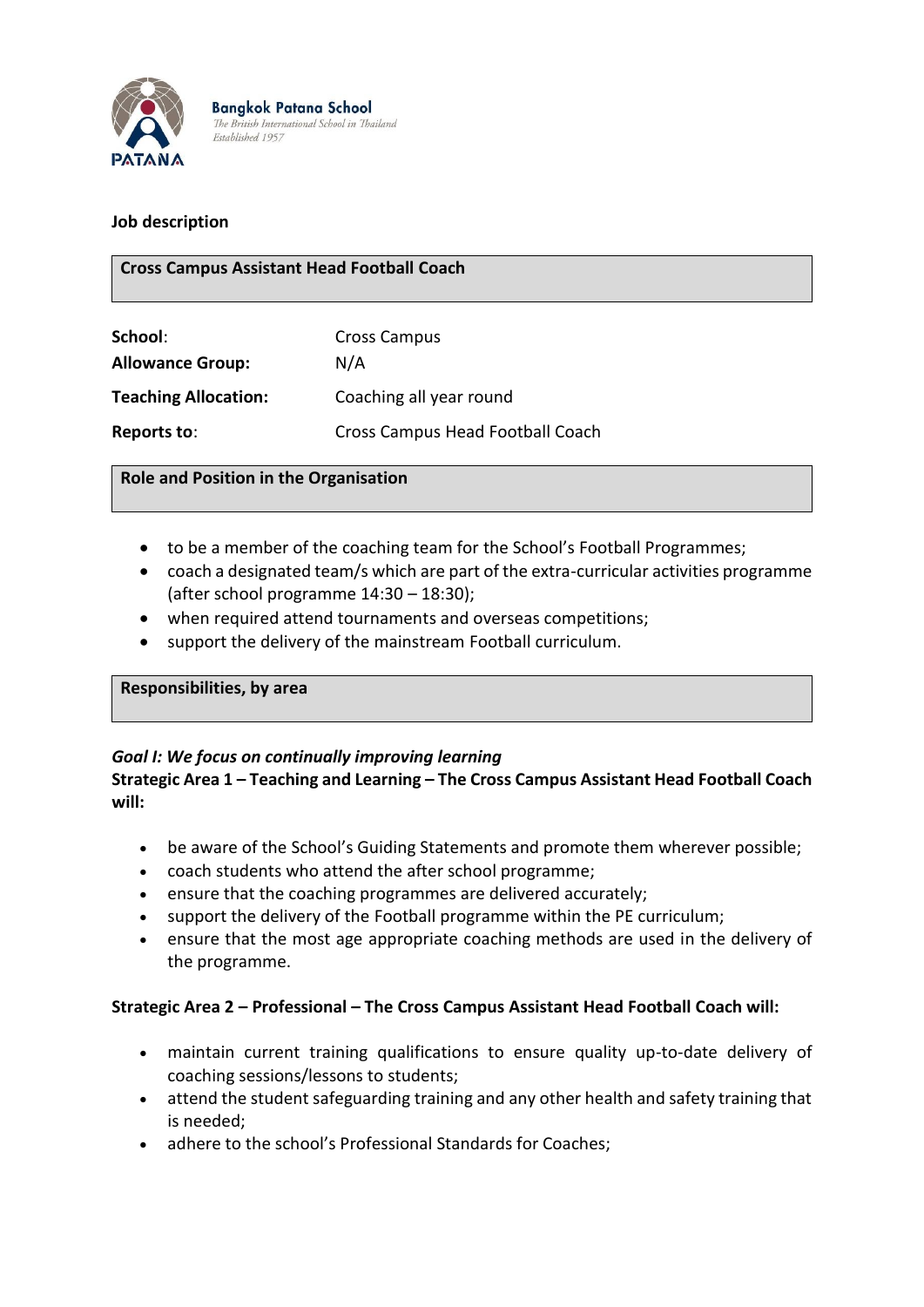Bangkok Patana School
The British International School in Thailand
Established 1957

**Job description**

## Cross Campus Assistant Head Football Coach

| | |
|---|---|
| **School**: | Cross Campus |
| **Allowance Group:** | N/A |
| **Teaching Allocation:** | Coaching all year round |
| **Reports to**: | Cross Campus Head Football Coach |

## Role and Position in the Organisation

- to be a member of the coaching team for the School's Football Programmes;
- coach a designated team/s which are part of the extra-curricular activities programme (after school programme 14:30 – 18:30);
- when required attend tournaments and overseas competitions;
- support the delivery of the mainstream Football curriculum.

## Responsibilities, by area

***Goal I: We focus on continually improving learning***

**Strategic Area 1 – Teaching and Learning – The Cross Campus Assistant Head Football Coach will:**

- be aware of the School's Guiding Statements and promote them wherever possible;
- coach students who attend the after school programme;
- ensure that the coaching programmes are delivered accurately;
- support the delivery of the Football programme within the PE curriculum;
- ensure that the most age appropriate coaching methods are used in the delivery of the programme.

**Strategic Area 2 – Professional – The Cross Campus Assistant Head Football Coach will:**

- maintain current training qualifications to ensure quality up-to-date delivery of coaching sessions/lessons to students;
- attend the student safeguarding training and any other health and safety training that is needed;
- adhere to the school's Professional Standards for Coaches;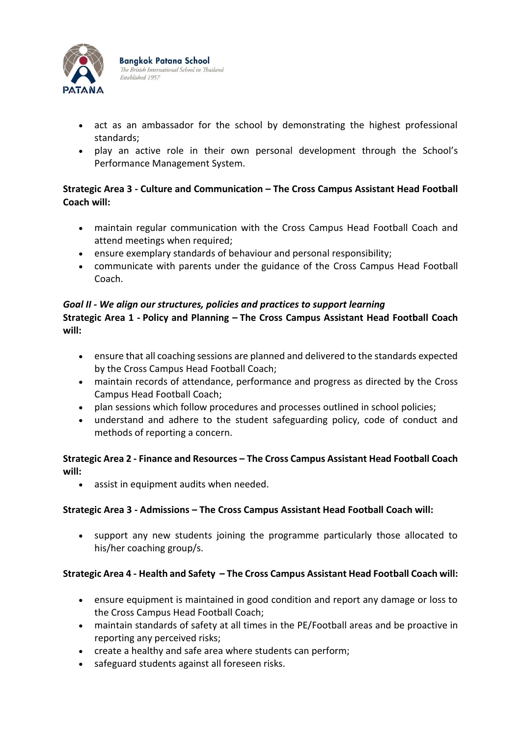- act as an ambassador for the school by demonstrating the highest professional standards;
- play an active role in their own personal development through the School's Performance Management System.

**Strategic Area 3 - Culture and Communication – The Cross Campus Assistant Head Football Coach will:**

- maintain regular communication with the Cross Campus Head Football Coach and attend meetings when required;
- ensure exemplary standards of behaviour and personal responsibility;
- communicate with parents under the guidance of the Cross Campus Head Football Coach.

***Goal II - We align our structures, policies and practices to support learning***

**Strategic Area 1 - Policy and Planning – The Cross Campus Assistant Head Football Coach will:**

- ensure that all coaching sessions are planned and delivered to the standards expected by the Cross Campus Head Football Coach;
- maintain records of attendance, performance and progress as directed by the Cross Campus Head Football Coach;
- plan sessions which follow procedures and processes outlined in school policies;
- understand and adhere to the student safeguarding policy, code of conduct and methods of reporting a concern.

**Strategic Area 2 - Finance and Resources – The Cross Campus Assistant Head Football Coach will:**

- assist in equipment audits when needed.

**Strategic Area 3 - Admissions – The Cross Campus Assistant Head Football Coach will:**

- support any new students joining the programme particularly those allocated to his/her coaching group/s.

**Strategic Area 4 - Health and Safety – The Cross Campus Assistant Head Football Coach will:**

- ensure equipment is maintained in good condition and report any damage or loss to the Cross Campus Head Football Coach;
- maintain standards of safety at all times in the PE/Football areas and be proactive in reporting any perceived risks;
- create a healthy and safe area where students can perform;
- safeguard students against all foreseen risks.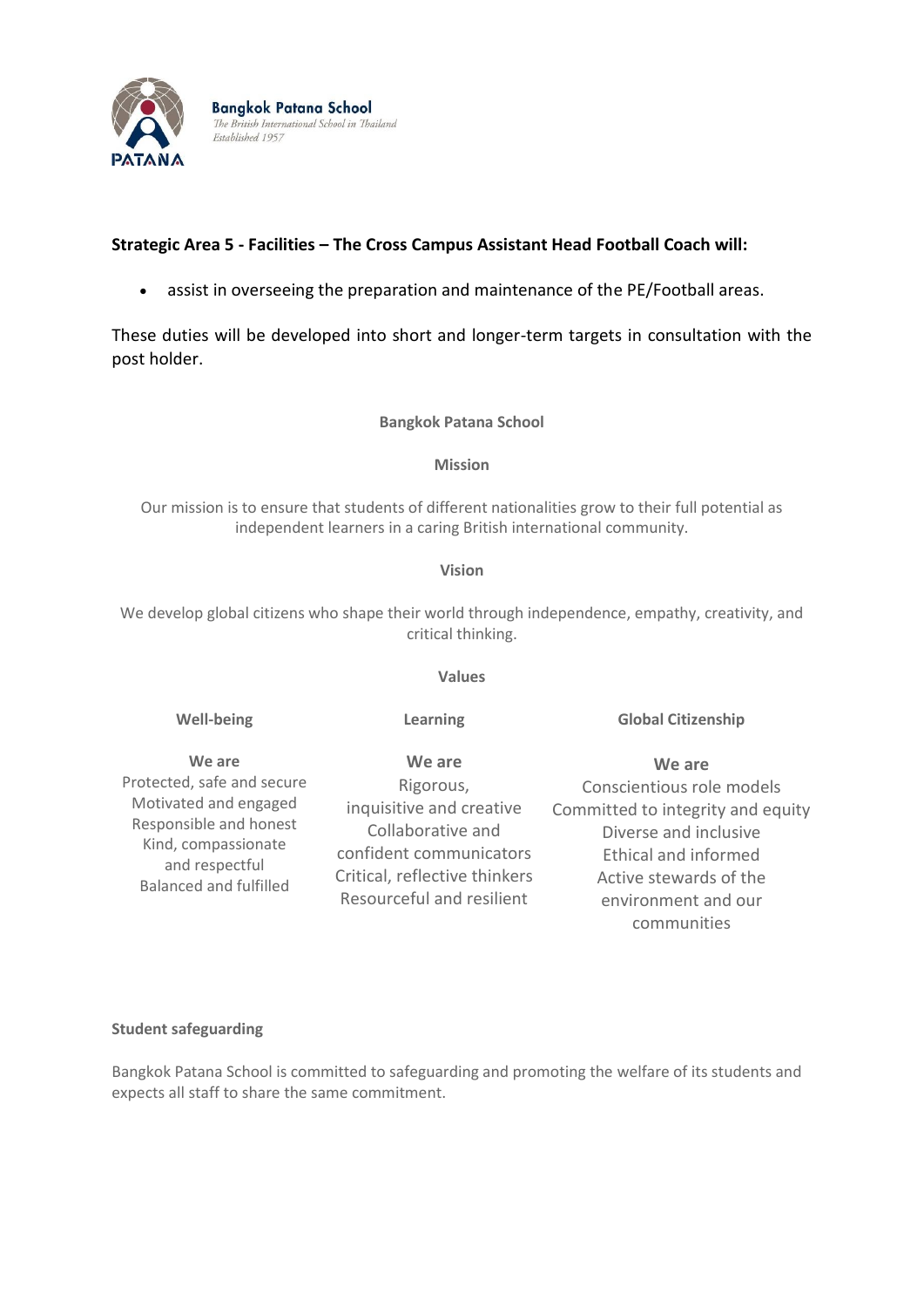**Strategic Area 5 - Facilities – The Cross Campus Assistant Head Football Coach will:**

- assist in overseeing the preparation and maintenance of the PE/Football areas.

These duties will be developed into short and longer-term targets in consultation with the post holder.

**Bangkok Patana School**

**Mission**

Our mission is to ensure that students of different nationalities grow to their full potential as independent learners in a caring British international community.

**Vision**

We develop global citizens who shape their world through independence, empathy, creativity, and critical thinking.

**Values**

| Well-being | Learning | Global Citizenship |
|---|---|---|
| **We are** | **We are** | **We are** |
| Protected, safe and secure | Rigorous, inquisitive and creative | Conscientious role models |
| Motivated and engaged | Collaborative and confident communicators | Committed to integrity and equity |
| Responsible and honest | Critical, reflective thinkers | Diverse and inclusive |
| Kind, compassionate and respectful | Resourceful and resilient | Ethical and informed |
| Balanced and fulfilled | | Active stewards of the environment and our communities |

**Student safeguarding**

Bangkok Patana School is committed to safeguarding and promoting the welfare of its students and expects all staff to share the same commitment.